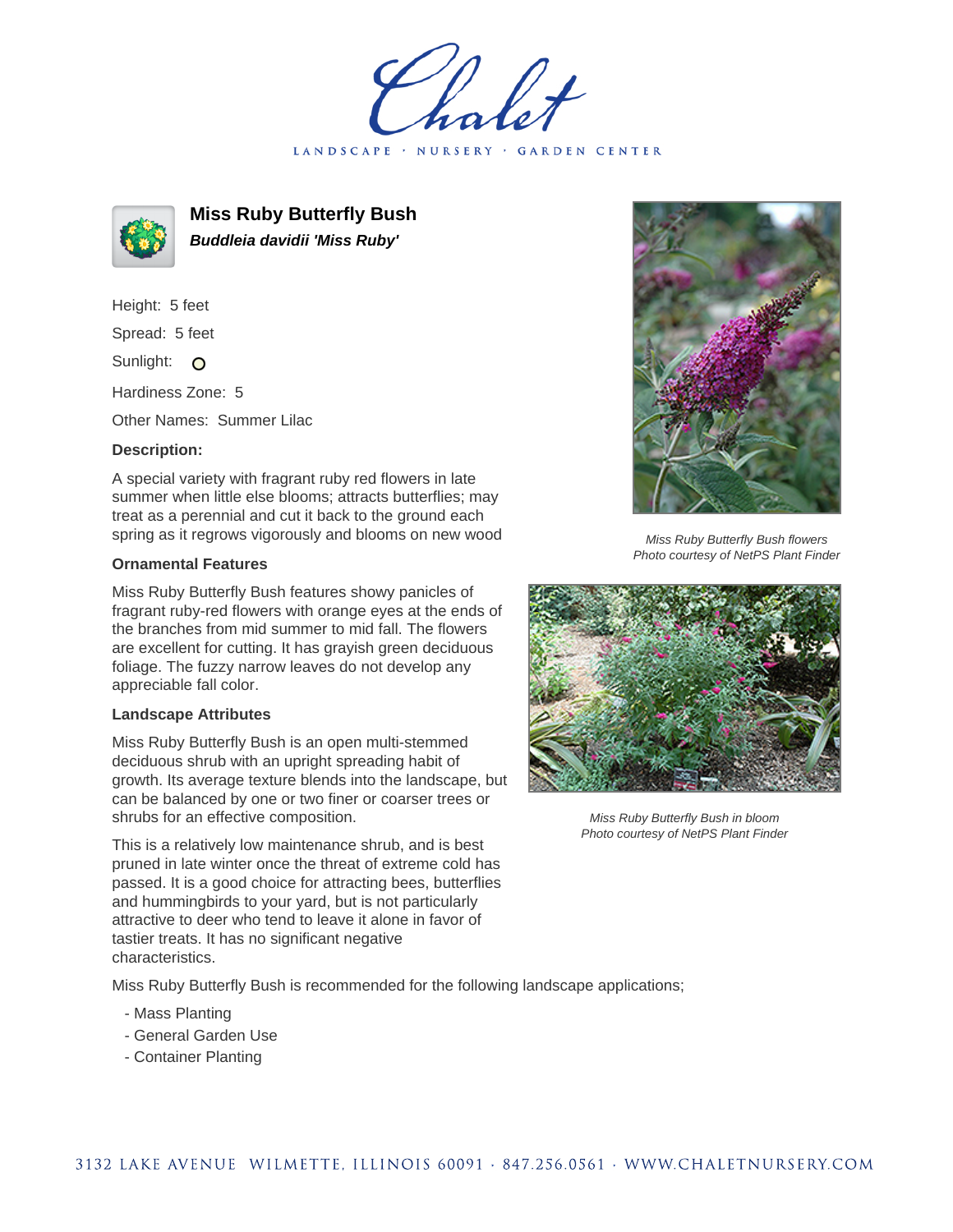# Chalet

LANDSCAPE · NURSERY · GARDEN CENTER

## Miss Ruby Butterfly Bush

***Buddleia davidii 'Miss Ruby'***

Height: 5 feet

Spread: 5 feet

Sunlight: O

Hardiness Zone: 5

Other Names: Summer Lilac

**Description:**

A special variety with fragrant ruby red flowers in late summer when little else blooms; attracts butterflies; may treat as a perennial and cut it back to the ground each spring as it regrows vigorously and blooms on new wood

**Ornamental Features**

Miss Ruby Butterfly Bush features showy panicles of fragrant ruby-red flowers with orange eyes at the ends of the branches from mid summer to mid fall. The flowers are excellent for cutting. It has grayish green deciduous foliage. The fuzzy narrow leaves do not develop any appreciable fall color.

**Landscape Attributes**

Miss Ruby Butterfly Bush is an open multi-stemmed deciduous shrub with an upright spreading habit of growth. Its average texture blends into the landscape, but can be balanced by one or two finer or coarser trees or shrubs for an effective composition.

This is a relatively low maintenance shrub, and is best pruned in late winter once the threat of extreme cold has passed. It is a good choice for attracting bees, butterflies and hummingbirds to your yard, but is not particularly attractive to deer who tend to leave it alone in favor of tastier treats. It has no significant negative characteristics.

Miss Ruby Butterfly Bush is recommended for the following landscape applications;

- Mass Planting
- General Garden Use
- Container Planting

*Miss Ruby Butterfly Bush flowers*
*Photo courtesy of NetPS Plant Finder*

*Miss Ruby Butterfly Bush in bloom*
*Photo courtesy of NetPS Plant Finder*

3132 LAKE AVENUE WILMETTE, ILLINOIS 60091 · 847.256.0561 · WWW.CHALETNURSERY.COM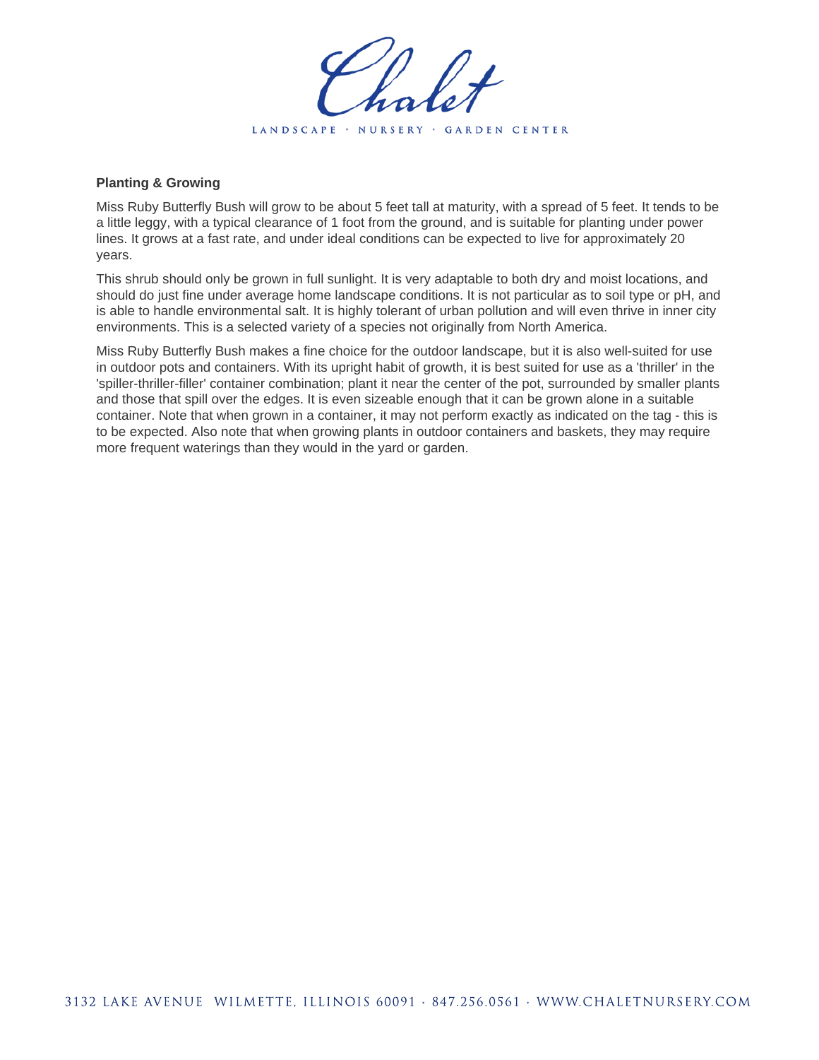**Planting & Growing**

Miss Ruby Butterfly Bush will grow to be about 5 feet tall at maturity, with a spread of 5 feet. It tends to be a little leggy, with a typical clearance of 1 foot from the ground, and is suitable for planting under power lines. It grows at a fast rate, and under ideal conditions can be expected to live for approximately 20 years.

This shrub should only be grown in full sunlight. It is very adaptable to both dry and moist locations, and should do just fine under average home landscape conditions. It is not particular as to soil type or pH, and is able to handle environmental salt. It is highly tolerant of urban pollution and will even thrive in inner city environments. This is a selected variety of a species not originally from North America.

Miss Ruby Butterfly Bush makes a fine choice for the outdoor landscape, but it is also well-suited for use in outdoor pots and containers. With its upright habit of growth, it is best suited for use as a 'thriller' in the 'spiller-thriller-filler' container combination; plant it near the center of the pot, surrounded by smaller plants and those that spill over the edges. It is even sizeable enough that it can be grown alone in a suitable container. Note that when grown in a container, it may not perform exactly as indicated on the tag - this is to be expected. Also note that when growing plants in outdoor containers and baskets, they may require more frequent waterings than they would in the yard or garden.